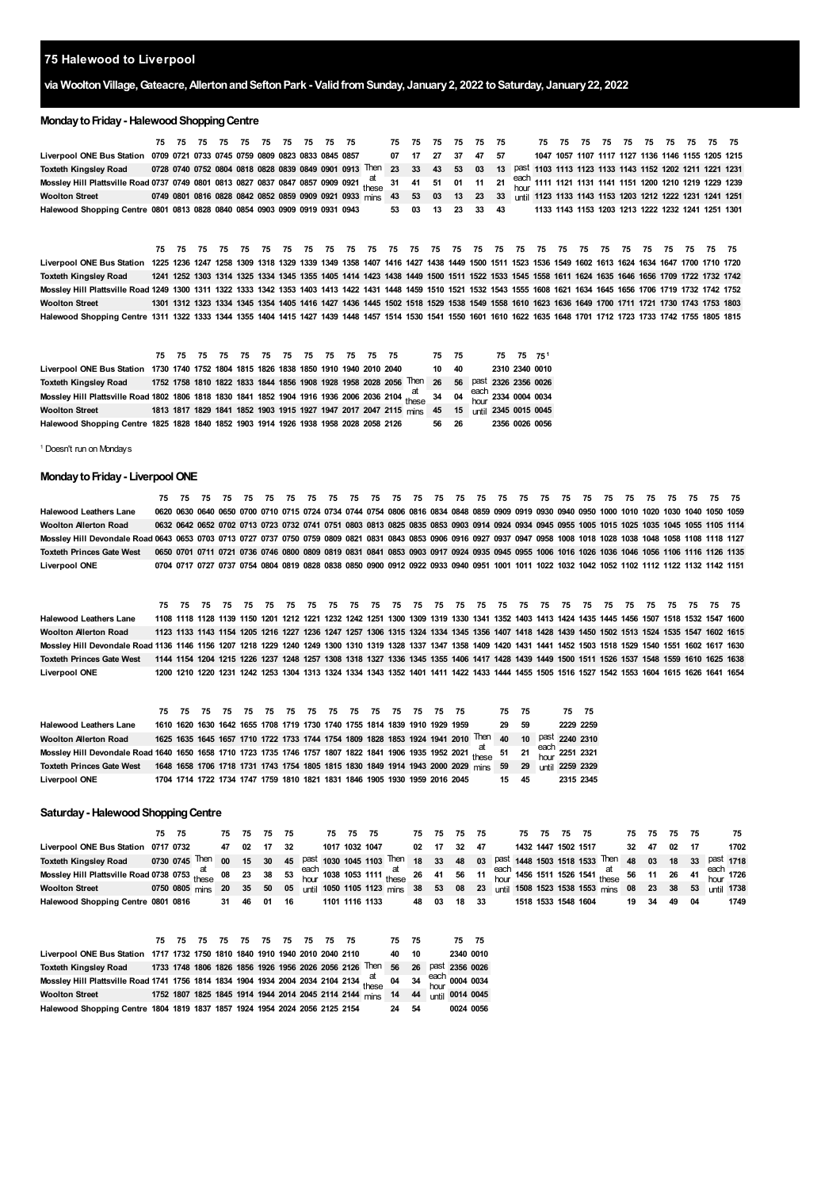# 75 Halewood to Liverpool

## via Woolton Village, Gateacre, Allerton and Sefton Park - Valid from Sunday, January 2, 2022 to Saturday, January 22, 2022

### Monday to Friday - Halewood Shopping Centre

| | 75 | 75 | 75 | 75 | 75 | 75 | 75 | 75 | 75 | 75 | | 75 | 75 | 75 | 75 | 75 | 75 | | 75 | 75 | 75 | 75 | 75 | 75 | 75 | 75 | 75 | 75 |
|---|---|---|---|---|---|---|---|---|---|---|---|---|---|---|---|---|---|---|---|---|---|---|---|---|---|---|---|---|
| Liverpool ONE Bus Station | 0709 | 0721 | 0733 | 0745 | 0759 | 0809 | 0823 | 0833 | 0845 | 0857 | | 07 | 17 | 27 | 37 | 47 | 57 | | 1047 | 1057 | 1107 | 1117 | 1127 | 1136 | 1146 | 1155 | 1205 | 1215 |
| Toxteth Kingsley Road | 0728 | 0740 | 0752 | 0804 | 0818 | 0828 | 0839 | 0849 | 0901 | 0913 | Then | 23 | 33 | 43 | 53 | 03 | 13 | past | 1103 | 1113 | 1123 | 1133 | 1143 | 1152 | 1202 | 1211 | 1221 | 1231 |
| Mossley Hill Plattsville Road | 0737 | 0749 | 0801 | 0813 | 0827 | 0837 | 0847 | 0857 | 0909 | 0921 | at these | 31 | 41 | 51 | 01 | 11 | 21 | each hour | 1111 | 1121 | 1131 | 1141 | 1151 | 1200 | 1210 | 1219 | 1229 | 1239 |
| Woolton Street | 0749 | 0801 | 0816 | 0828 | 0842 | 0852 | 0859 | 0909 | 0921 | 0933 | mins | 43 | 53 | 03 | 13 | 23 | 33 | until | 1123 | 1133 | 1143 | 1153 | 1203 | 1212 | 1222 | 1231 | 1241 | 1251 |
| Halewood Shopping Centre | 0801 | 0813 | 0828 | 0840 | 0854 | 0903 | 0909 | 0919 | 0931 | 0943 | | 53 | 03 | 13 | 23 | 33 | 43 | | 1133 | 1143 | 1153 | 1203 | 1213 | 1222 | 1232 | 1241 | 1251 | 1301 |

| | 75 | 75 | 75 | 75 | 75 | 75 | 75 | 75 | 75 | 75 | 75 | 75 | 75 | 75 | 75 | 75 | 75 | 75 | 75 | 75 | 75 | 75 | 75 | 75 | 75 | 75 | 75 | 75 | 75 | 75 |
|---|---|---|---|---|---|---|---|---|---|---|---|---|---|---|---|---|---|---|---|---|---|---|---|---|---|---|---|---|---|---|
| Liverpool ONE Bus Station | 1225 | 1236 | 1247 | 1258 | 1309 | 1318 | 1329 | 1339 | 1349 | 1358 | 1407 | 1416 | 1427 | 1438 | 1449 | 1500 | 1511 | 1523 | 1536 | 1549 | 1602 | 1613 | 1624 | 1634 | 1647 | 1700 | 1710 | 1720 |
| Toxteth Kingsley Road | 1241 | 1252 | 1303 | 1314 | 1325 | 1334 | 1345 | 1355 | 1405 | 1414 | 1423 | 1438 | 1449 | 1500 | 1511 | 1522 | 1533 | 1545 | 1558 | 1611 | 1624 | 1635 | 1646 | 1656 | 1709 | 1722 | 1732 | 1742 |
| Mossley Hill Plattsville Road | 1249 | 1300 | 1311 | 1322 | 1333 | 1342 | 1353 | 1403 | 1413 | 1422 | 1431 | 1448 | 1459 | 1510 | 1521 | 1532 | 1543 | 1555 | 1608 | 1621 | 1634 | 1645 | 1656 | 1706 | 1719 | 1732 | 1742 | 1752 |
| Woolton Street | 1301 | 1312 | 1323 | 1334 | 1345 | 1354 | 1405 | 1416 | 1427 | 1436 | 1445 | 1502 | 1518 | 1529 | 1538 | 1549 | 1558 | 1610 | 1623 | 1636 | 1649 | 1700 | 1711 | 1721 | 1730 | 1743 | 1753 | 1803 |
| Halewood Shopping Centre | 1311 | 1322 | 1333 | 1344 | 1355 | 1404 | 1415 | 1427 | 1439 | 1448 | 1457 | 1514 | 1530 | 1541 | 1550 | 1601 | 1610 | 1622 | 1635 | 1648 | 1701 | 1712 | 1723 | 1733 | 1742 | 1755 | 1805 | 1815 |

| | 75 | 75 | 75 | 75 | 75 | 75 | 75 | 75 | 75 | 75 | 75 | 75 | | 75 | 75 | | 75 | 75 | 75[1] |
|---|---|---|---|---|---|---|---|---|---|---|---|---|---|---|---|---|---|---|---|
| Liverpool ONE Bus Station | 1730 | 1740 | 1752 | 1804 | 1815 | 1826 | 1838 | 1850 | 1910 | 1940 | 2010 | 2040 | | 10 | 40 | | 2310 | 2340 | 0010 |
| Toxteth Kingsley Road | 1752 | 1758 | 1810 | 1822 | 1833 | 1844 | 1856 | 1908 | 1928 | 1958 | 2028 | 2056 | Then | 26 | 56 | past | 2326 | 2356 | 0026 |
| Mossley Hill Plattsville Road | 1802 | 1806 | 1818 | 1830 | 1841 | 1852 | 1904 | 1916 | 1936 | 2006 | 2036 | 2104 | at these | 34 | 04 | each hour | 2334 | 0004 | 0034 |
| Woolton Street | 1813 | 1817 | 1829 | 1841 | 1852 | 1903 | 1915 | 1927 | 1947 | 2017 | 2047 | 2115 | mins | 45 | 15 | until | 2345 | 0015 | 0045 |
| Halewood Shopping Centre | 1825 | 1828 | 1840 | 1852 | 1903 | 1914 | 1926 | 1938 | 1958 | 2028 | 2058 | 2126 | | 56 | 26 | | 2356 | 0026 | 0056 |

[1] Doesn't run on Mondays

### Monday to Friday - Liverpool ONE

| | 75 | 75 | 75 | 75 | 75 | 75 | 75 | 75 | 75 | 75 | 75 | 75 | 75 | 75 | 75 | 75 | 75 | 75 | 75 | 75 | 75 | 75 | 75 | 75 | 75 | 75 | 75 | 75 | 75 | 75 |
|---|---|---|---|---|---|---|---|---|---|---|---|---|---|---|---|---|---|---|---|---|---|---|---|---|---|---|---|---|---|---|
| Halewood Leathers Lane | 0620 | 0630 | 0640 | 0650 | 0700 | 0710 | 0715 | 0724 | 0734 | 0744 | 0754 | 0806 | 0816 | 0834 | 0848 | 0859 | 0909 | 0919 | 0930 | 0940 | 0950 | 1000 | 1010 | 1020 | 1030 | 1040 | 1050 | 1059 |
| Woolton Allerton Road | 0632 | 0642 | 0652 | 0702 | 0713 | 0723 | 0732 | 0741 | 0751 | 0803 | 0813 | 0825 | 0835 | 0853 | 0903 | 0914 | 0924 | 0934 | 0945 | 0955 | 1005 | 1015 | 1025 | 1035 | 1045 | 1055 | 1105 | 1114 |
| Mossley Hill Devondale Road | 0643 | 0653 | 0703 | 0713 | 0727 | 0737 | 0750 | 0759 | 0809 | 0821 | 0831 | 0843 | 0853 | 0906 | 0916 | 0927 | 0937 | 0947 | 0958 | 1008 | 1018 | 1028 | 1038 | 1048 | 1058 | 1108 | 1118 | 1127 |
| Toxteth Princes Gate West | 0650 | 0701 | 0711 | 0721 | 0736 | 0746 | 0800 | 0809 | 0819 | 0831 | 0841 | 0853 | 0903 | 0917 | 0924 | 0935 | 0945 | 0955 | 1006 | 1016 | 1026 | 1036 | 1046 | 1056 | 1106 | 1116 | 1126 | 1135 |
| Liverpool ONE | 0704 | 0717 | 0727 | 0737 | 0754 | 0804 | 0819 | 0828 | 0838 | 0850 | 0900 | 0912 | 0922 | 0933 | 0940 | 0951 | 1001 | 1011 | 1022 | 1032 | 1042 | 1052 | 1102 | 1112 | 1122 | 1132 | 1142 | 1151 |

| | 75 | 75 | 75 | 75 | 75 | 75 | 75 | 75 | 75 | 75 | 75 | 75 | 75 | 75 | 75 | 75 | 75 | 75 | 75 | 75 | 75 | 75 | 75 | 75 | 75 | 75 | 75 | 75 | 75 | 75 |
|---|---|---|---|---|---|---|---|---|---|---|---|---|---|---|---|---|---|---|---|---|---|---|---|---|---|---|---|---|---|---|
| Halewood Leathers Lane | 1108 | 1118 | 1128 | 1139 | 1150 | 1201 | 1212 | 1221 | 1232 | 1242 | 1251 | 1300 | 1309 | 1319 | 1330 | 1341 | 1352 | 1403 | 1413 | 1424 | 1435 | 1445 | 1456 | 1507 | 1518 | 1532 | 1547 | 1600 |
| Woolton Allerton Road | 1123 | 1133 | 1143 | 1154 | 1205 | 1216 | 1227 | 1236 | 1247 | 1257 | 1306 | 1315 | 1324 | 1334 | 1345 | 1356 | 1407 | 1418 | 1428 | 1439 | 1450 | 1502 | 1513 | 1524 | 1535 | 1547 | 1602 | 1615 |
| Mossley Hill Devondale Road | 1136 | 1146 | 1156 | 1207 | 1218 | 1229 | 1240 | 1249 | 1300 | 1310 | 1319 | 1328 | 1337 | 1347 | 1358 | 1409 | 1420 | 1431 | 1441 | 1452 | 1503 | 1518 | 1529 | 1540 | 1551 | 1602 | 1617 | 1630 |
| Toxteth Princes Gate West | 1144 | 1154 | 1204 | 1215 | 1226 | 1237 | 1248 | 1257 | 1308 | 1318 | 1327 | 1336 | 1345 | 1355 | 1406 | 1417 | 1428 | 1439 | 1449 | 1500 | 1511 | 1526 | 1537 | 1548 | 1559 | 1610 | 1625 | 1638 |
| Liverpool ONE | 1200 | 1210 | 1220 | 1231 | 1242 | 1253 | 1304 | 1313 | 1324 | 1334 | 1343 | 1352 | 1401 | 1411 | 1422 | 1433 | 1444 | 1455 | 1505 | 1516 | 1527 | 1542 | 1553 | 1604 | 1615 | 1626 | 1641 | 1654 |

| | 75 | 75 | 75 | 75 | 75 | 75 | 75 | 75 | 75 | 75 | 75 | 75 | 75 | 75 | 75 | 75 | | 75 | 75 | | 75 | 75 |
|---|---|---|---|---|---|---|---|---|---|---|---|---|---|---|---|---|---|---|---|---|---|---|
| Halewood Leathers Lane | 1610 | 1620 | 1630 | 1642 | 1655 | 1708 | 1719 | 1730 | 1740 | 1755 | 1814 | 1839 | 1910 | 1929 | 1959 | | | 29 | 59 | | 2229 | 2259 |
| Woolton Allerton Road | 1625 | 1635 | 1645 | 1657 | 1710 | 1722 | 1733 | 1744 | 1754 | 1809 | 1828 | 1853 | 1924 | 1941 | 2010 | | Then | 40 | 10 | past | 2240 | 2310 |
| Mossley Hill Devondale Road | 1640 | 1650 | 1658 | 1710 | 1723 | 1735 | 1746 | 1757 | 1807 | 1822 | 1841 | 1906 | 1935 | 1952 | 2021 | | at these | 51 | 21 | each hour | 2251 | 2321 |
| Toxteth Princes Gate West | 1648 | 1658 | 1706 | 1718 | 1731 | 1743 | 1754 | 1805 | 1815 | 1830 | 1849 | 1914 | 1943 | 2000 | 2029 | | mins | 59 | 29 | until | 2259 | 2329 |
| Liverpool ONE | 1704 | 1714 | 1722 | 1734 | 1747 | 1759 | 1810 | 1821 | 1831 | 1846 | 1905 | 1930 | 1959 | 2016 | 2045 | | | 15 | 45 | | 2315 | 2345 |

### Saturday - Halewood Shopping Centre

| | 75 | 75 | | 75 | 75 | 75 | 75 | | 75 | 75 | 75 | | 75 | 75 | 75 | 75 | | 75 | 75 | 75 | 75 | | 75 | 75 | 75 | 75 | | 75 |
|---|---|---|---|---|---|---|---|---|---|---|---|---|---|---|---|---|---|---|---|---|---|---|---|---|---|---|---|---|
| Liverpool ONE Bus Station | 0717 | 0732 | | 47 | 02 | 17 | 32 | | 1017 | 1032 | 1047 | | 02 | 17 | 32 | 47 | | 1432 | 1447 | 1502 | 1517 | | 32 | 47 | 02 | 17 | | 1702 |
| Toxteth Kingsley Road | 0730 | 0745 | Then | 00 | 15 | 30 | 45 | past | 1030 | 1045 | 1103 | Then | 18 | 33 | 48 | 03 | past | 1448 | 1503 | 1518 | 1533 | Then | 48 | 03 | 18 | 33 | past | 1718 |
| Mossley Hill Plattsville Road | 0738 | 0753 | at these | 08 | 23 | 38 | 53 | each hour | 1038 | 1053 | 1111 | at these | 26 | 41 | 56 | 11 | each hour | 1456 | 1511 | 1526 | 1541 | at these | 56 | 11 | 26 | 41 | each hour | 1726 |
| Woolton Street | 0750 | 0805 | mins | 20 | 35 | 50 | 05 | until | 1050 | 1105 | 1123 | mins | 38 | 53 | 08 | 23 | until | 1508 | 1523 | 1538 | 1553 | mins | 08 | 23 | 38 | 53 | until | 1738 |
| Halewood Shopping Centre | 0801 | 0816 | | 31 | 46 | 01 | 16 | | 1101 | 1116 | 1133 | | 48 | 03 | 18 | 33 | | 1518 | 1533 | 1548 | 1604 | | 19 | 34 | 49 | 04 | | 1749 |

| | 75 | 75 | 75 | 75 | 75 | 75 | 75 | 75 | 75 | 75 | | 75 | 75 | | 75 | 75 |
|---|---|---|---|---|---|---|---|---|---|---|---|---|---|---|---|---|
| Liverpool ONE Bus Station | 1717 | 1732 | 1750 | 1810 | 1840 | 1910 | 1940 | 2010 | 2040 | 2110 | | 40 | 10 | | 2340 | 0010 |
| Toxteth Kingsley Road | 1733 | 1748 | 1806 | 1826 | 1856 | 1926 | 1956 | 2026 | 2056 | 2126 | Then | 56 | 26 | past | 2356 | 0026 |
| Mossley Hill Plattsville Road | 1741 | 1756 | 1814 | 1834 | 1904 | 1934 | 2004 | 2034 | 2104 | 2134 | at these | 04 | 34 | each hour | 0004 | 0034 |
| Woolton Street | 1752 | 1807 | 1825 | 1845 | 1914 | 1944 | 2014 | 2045 | 2114 | 2144 | mins | 14 | 44 | until | 0014 | 0045 |
| Halewood Shopping Centre | 1804 | 1819 | 1837 | 1857 | 1924 | 1954 | 2024 | 2056 | 2125 | 2154 | | 24 | 54 | | 0024 | 0056 |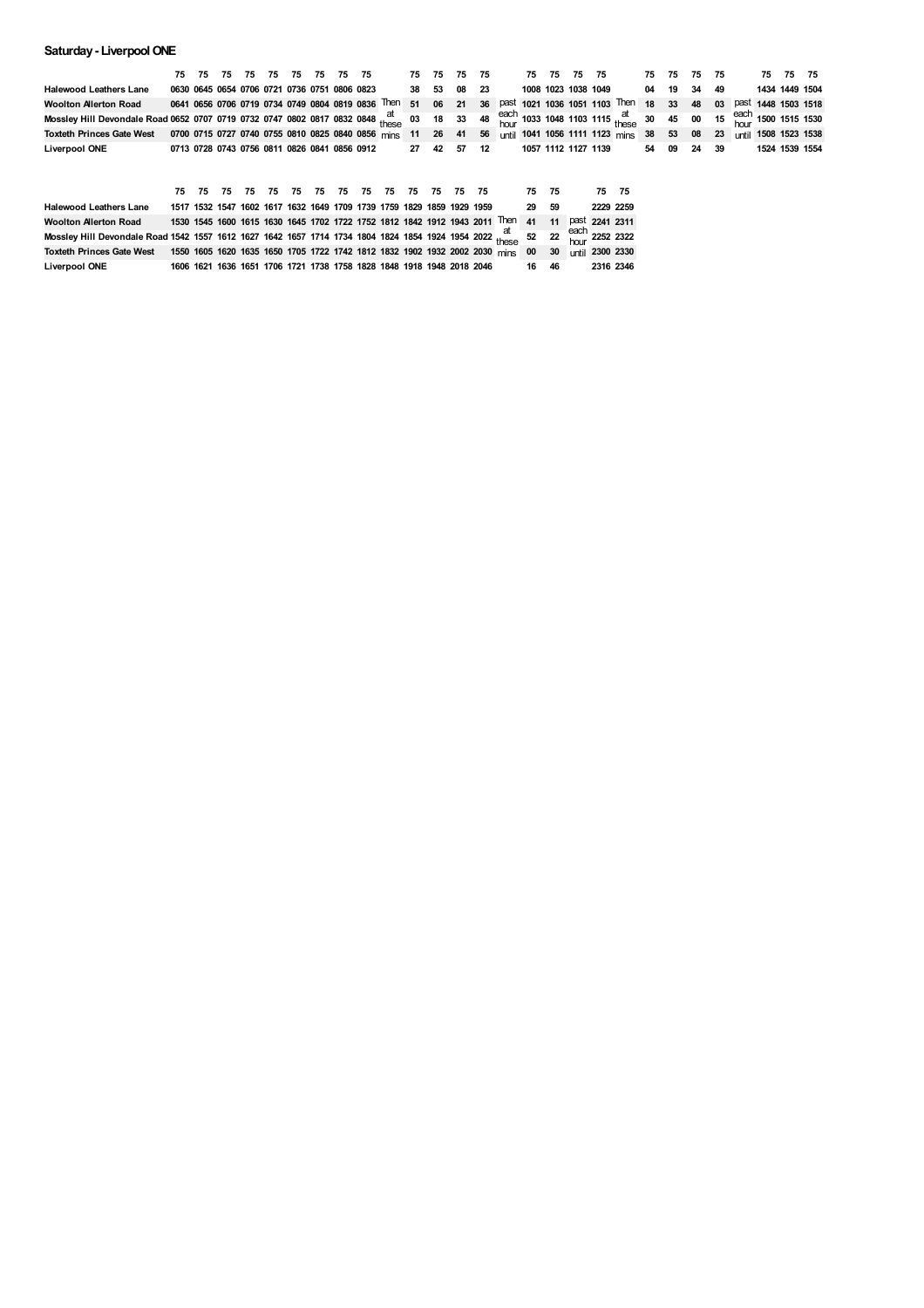## Saturday - Liverpool ONE

| | | | | | | | | | | | | | | | | | | | | | | | | | | | | |
|---|---|---|---|---|---|---|---|---|---|---|---|---|---|---|---|---|---|---|---|---|---|---|---|---|---|---|---|---|
| | 75 | 75 | 75 | 75 | 75 | 75 | 75 | 75 | 75 | | 75 | 75 | 75 | 75 | | 75 | 75 | 75 | 75 | | 75 | 75 | 75 | 75 | | 75 | 75 | 75 |
| Halewood Leathers Lane | 0630 | 0645 | 0654 | 0706 | 0721 | 0736 | 0751 | 0806 | 0823 | | 38 | 53 | 08 | 23 | | 1008 | 1023 | 1038 | 1049 | | 04 | 19 | 34 | 49 | | 1434 | 1449 | 1504 |
| Woolton Allerton Road | 0641 | 0656 | 0706 | 0719 | 0734 | 0749 | 0804 | 0819 | 0836 | Then | 51 | 06 | 21 | 36 | past | 1021 | 1036 | 1051 | 1103 | Then | 18 | 33 | 48 | 03 | past | 1448 | 1503 | 1518 |
| Mossley Hill Devondale Road | 0652 | 0707 | 0719 | 0732 | 0747 | 0802 | 0817 | 0832 | 0848 | at these | 03 | 18 | 33 | 48 | each hour | 1033 | 1048 | 1103 | 1115 | at these | 30 | 45 | 00 | 15 | each hour | 1500 | 1515 | 1530 |
| Toxteth Princes Gate West | 0700 | 0715 | 0727 | 0740 | 0755 | 0810 | 0825 | 0840 | 0856 | mins | 11 | 26 | 41 | 56 | until | 1041 | 1056 | 1111 | 1123 | mins | 38 | 53 | 08 | 23 | until | 1508 | 1523 | 1538 |
| Liverpool ONE | 0713 | 0728 | 0743 | 0756 | 0811 | 0826 | 0841 | 0856 | 0912 | | 27 | 42 | 57 | 12 | | 1057 | 1112 | 1127 | 1139 | | 54 | 09 | 24 | 39 | | 1524 | 1539 | 1554 |

| | | | | | | | | | | | | | | | | | | | | |
|---|---|---|---|---|---|---|---|---|---|---|---|---|---|---|---|---|---|---|---|---|
| | 75 | 75 | 75 | 75 | 75 | 75 | 75 | 75 | 75 | 75 | 75 | 75 | 75 | 75 | | 75 | 75 | | 75 | 75 |
| Halewood Leathers Lane | 1517 | 1532 | 1547 | 1602 | 1617 | 1632 | 1649 | 1709 | 1739 | 1759 | 1829 | 1859 | 1929 | 1959 | | 29 | 59 | | 2229 | 2259 |
| Woolton Allerton Road | 1530 | 1545 | 1600 | 1615 | 1630 | 1645 | 1702 | 1722 | 1752 | 1812 | 1842 | 1912 | 1943 | 2011 | Then | 41 | 11 | past | 2241 | 2311 |
| Mossley Hill Devondale Road | 1542 | 1557 | 1612 | 1627 | 1642 | 1657 | 1714 | 1734 | 1804 | 1824 | 1854 | 1924 | 1954 | 2022 | at these | 52 | 22 | each hour | 2252 | 2322 |
| Toxteth Princes Gate West | 1550 | 1605 | 1620 | 1635 | 1650 | 1705 | 1722 | 1742 | 1812 | 1832 | 1902 | 1932 | 2002 | 2030 | mins | 00 | 30 | until | 2300 | 2330 |
| Liverpool ONE | 1606 | 1621 | 1636 | 1651 | 1706 | 1721 | 1738 | 1758 | 1828 | 1848 | 1918 | 1948 | 2018 | 2046 | | 16 | 46 | | 2316 | 2346 |